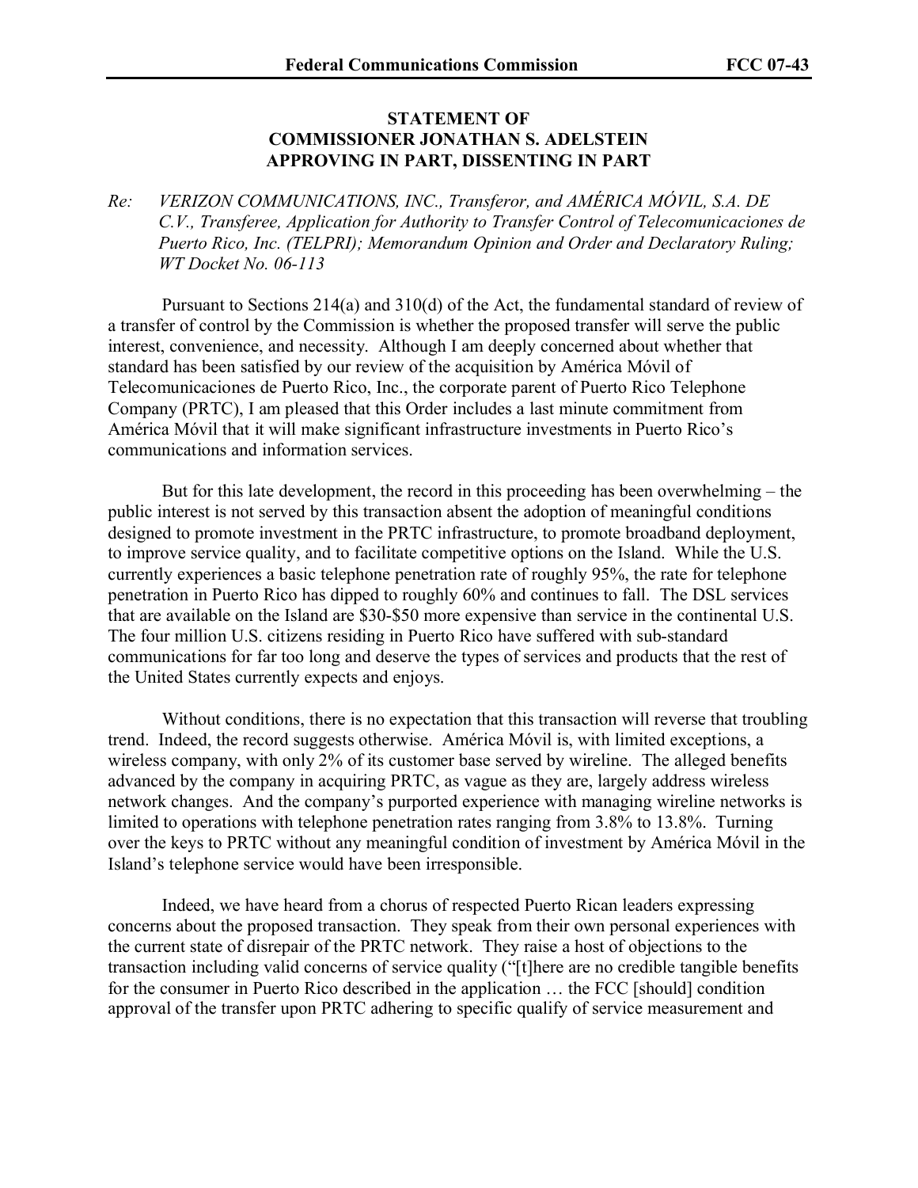## STATEMENT OF COMMISSIONER JONATHAN S. ADELSTEIN APPROVING IN PART, DISSENTING IN PART

*Re: VERIZON COMMUNICATIONS, INC., Transferor, and AMÉRICA MÓVIL, S.A. DE C.V., Transferee, Application for Authority to Transfer Control of Telecomunicaciones de Puerto Rico, Inc. (TELPRI); Memorandum Opinion and Order and Declaratory Ruling; WT Docket No. 06-113*

Pursuant to Sections 214(a) and 310(d) of the Act, the fundamental standard of review of a transfer of control by the Commission is whether the proposed transfer will serve the public interest, convenience, and necessity. Although I am deeply concerned about whether that standard has been satisfied by our review of the acquisition by América Móvil of Telecomunicaciones de Puerto Rico, Inc., the corporate parent of Puerto Rico Telephone Company (PRTC), I am pleased that this Order includes a last minute commitment from América Móvil that it will make significant infrastructure investments in Puerto Rico's communications and information services.

But for this late development, the record in this proceeding has been overwhelming – the public interest is not served by this transaction absent the adoption of meaningful conditions designed to promote investment in the PRTC infrastructure, to promote broadband deployment, to improve service quality, and to facilitate competitive options on the Island. While the U.S. currently experiences a basic telephone penetration rate of roughly 95%, the rate for telephone penetration in Puerto Rico has dipped to roughly 60% and continues to fall. The DSL services that are available on the Island are $30-$50 more expensive than service in the continental U.S. The four million U.S. citizens residing in Puerto Rico have suffered with sub-standard communications for far too long and deserve the types of services and products that the rest of the United States currently expects and enjoys.

Without conditions, there is no expectation that this transaction will reverse that troubling trend. Indeed, the record suggests otherwise. América Móvil is, with limited exceptions, a wireless company, with only 2% of its customer base served by wireline. The alleged benefits advanced by the company in acquiring PRTC, as vague as they are, largely address wireless network changes. And the company's purported experience with managing wireline networks is limited to operations with telephone penetration rates ranging from 3.8% to 13.8%. Turning over the keys to PRTC without any meaningful condition of investment by América Móvil in the Island's telephone service would have been irresponsible.

Indeed, we have heard from a chorus of respected Puerto Rican leaders expressing concerns about the proposed transaction. They speak from their own personal experiences with the current state of disrepair of the PRTC network. They raise a host of objections to the transaction including valid concerns of service quality ("[t]here are no credible tangible benefits for the consumer in Puerto Rico described in the application … the FCC [should] condition approval of the transfer upon PRTC adhering to specific qualify of service measurement and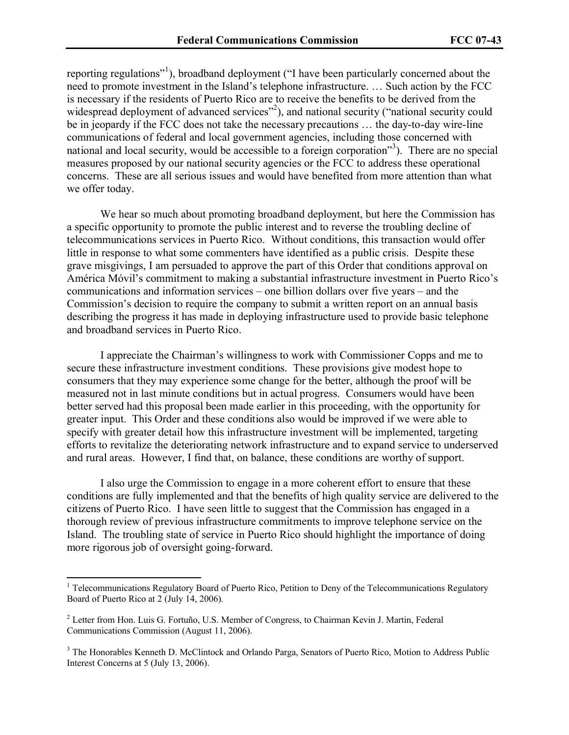reporting regulations"[1]), broadband deployment ("I have been particularly concerned about the need to promote investment in the Island's telephone infrastructure. … Such action by the FCC is necessary if the residents of Puerto Rico are to receive the benefits to be derived from the widespread deployment of advanced services"[2]), and national security ("national security could be in jeopardy if the FCC does not take the necessary precautions … the day-to-day wire-line communications of federal and local government agencies, including those concerned with national and local security, would be accessible to a foreign corporation"[3]). There are no special measures proposed by our national security agencies or the FCC to address these operational concerns. These are all serious issues and would have benefited from more attention than what we offer today.

We hear so much about promoting broadband deployment, but here the Commission has a specific opportunity to promote the public interest and to reverse the troubling decline of telecommunications services in Puerto Rico. Without conditions, this transaction would offer little in response to what some commenters have identified as a public crisis. Despite these grave misgivings, I am persuaded to approve the part of this Order that conditions approval on América Móvil's commitment to making a substantial infrastructure investment in Puerto Rico's communications and information services – one billion dollars over five years – and the Commission's decision to require the company to submit a written report on an annual basis describing the progress it has made in deploying infrastructure used to provide basic telephone and broadband services in Puerto Rico.

I appreciate the Chairman's willingness to work with Commissioner Copps and me to secure these infrastructure investment conditions. These provisions give modest hope to consumers that they may experience some change for the better, although the proof will be measured not in last minute conditions but in actual progress. Consumers would have been better served had this proposal been made earlier in this proceeding, with the opportunity for greater input. This Order and these conditions also would be improved if we were able to specify with greater detail how this infrastructure investment will be implemented, targeting efforts to revitalize the deteriorating network infrastructure and to expand service to underserved and rural areas. However, I find that, on balance, these conditions are worthy of support.

I also urge the Commission to engage in a more coherent effort to ensure that these conditions are fully implemented and that the benefits of high quality service are delivered to the citizens of Puerto Rico. I have seen little to suggest that the Commission has engaged in a thorough review of previous infrastructure commitments to improve telephone service on the Island. The troubling state of service in Puerto Rico should highlight the importance of doing more rigorous job of oversight going-forward.

---

[1] Telecommunications Regulatory Board of Puerto Rico, Petition to Deny of the Telecommunications Regulatory Board of Puerto Rico at 2 (July 14, 2006).

[2] Letter from Hon. Luis G. Fortuño, U.S. Member of Congress, to Chairman Kevin J. Martin, Federal Communications Commission (August 11, 2006).

[3] The Honorables Kenneth D. McClintock and Orlando Parga, Senators of Puerto Rico, Motion to Address Public Interest Concerns at 5 (July 13, 2006).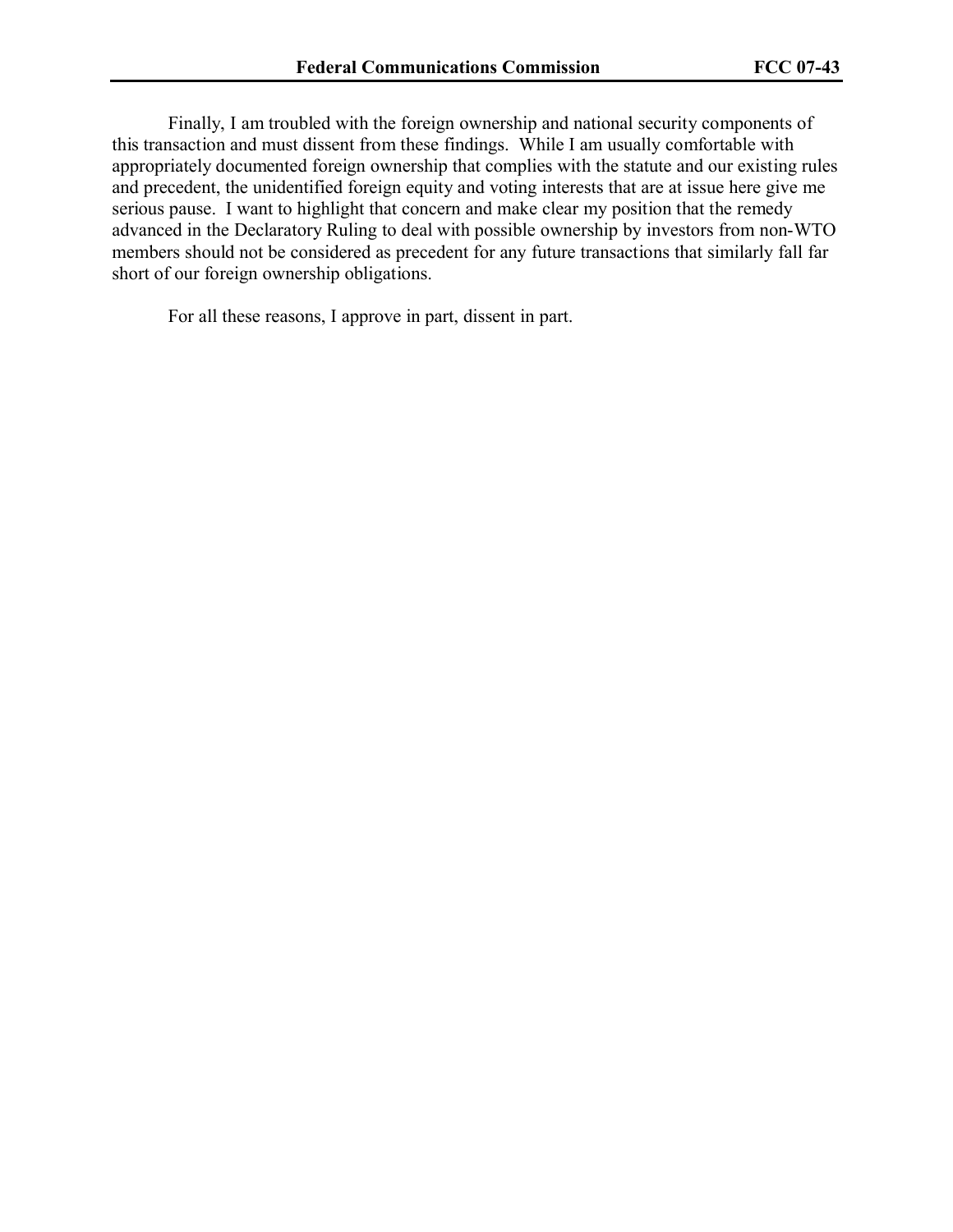Finally, I am troubled with the foreign ownership and national security components of this transaction and must dissent from these findings. While I am usually comfortable with appropriately documented foreign ownership that complies with the statute and our existing rules and precedent, the unidentified foreign equity and voting interests that are at issue here give me serious pause. I want to highlight that concern and make clear my position that the remedy advanced in the Declaratory Ruling to deal with possible ownership by investors from non-WTO members should not be considered as precedent for any future transactions that similarly fall far short of our foreign ownership obligations.

For all these reasons, I approve in part, dissent in part.